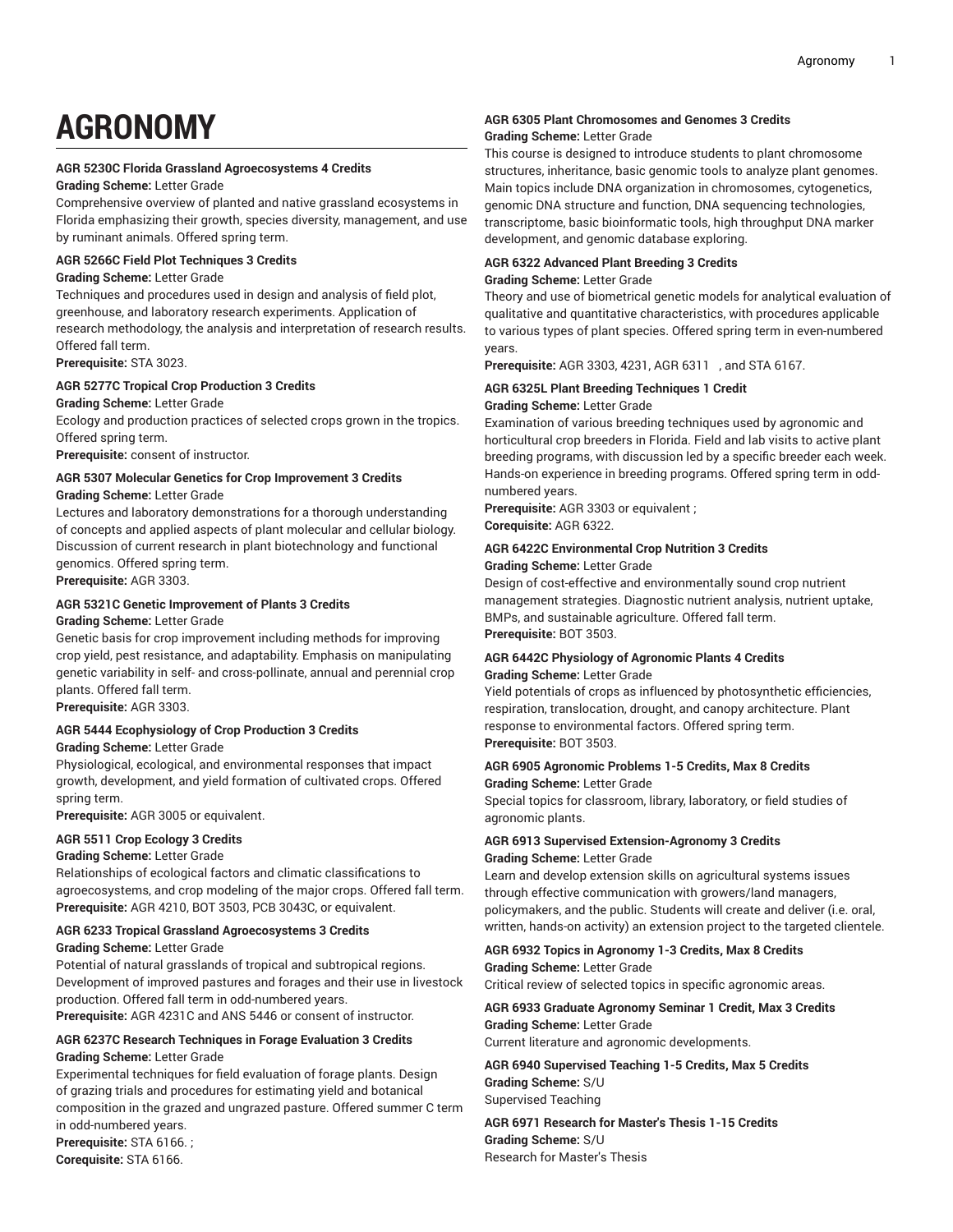# AGRONOMY

**AGR 5230C Florida Grassland Agroecosystems 4 Credits**
**Grading Scheme:** Letter Grade
Comprehensive overview of planted and native grassland ecosystems in Florida emphasizing their growth, species diversity, management, and use by ruminant animals. Offered spring term.

**AGR 5266C Field Plot Techniques 3 Credits**
**Grading Scheme:** Letter Grade
Techniques and procedures used in design and analysis of field plot, greenhouse, and laboratory research experiments. Application of research methodology, the analysis and interpretation of research results. Offered fall term.
**Prerequisite:** STA 3023.

**AGR 5277C Tropical Crop Production 3 Credits**
**Grading Scheme:** Letter Grade
Ecology and production practices of selected crops grown in the tropics. Offered spring term.
**Prerequisite:** consent of instructor.

**AGR 5307 Molecular Genetics for Crop Improvement 3 Credits**
**Grading Scheme:** Letter Grade
Lectures and laboratory demonstrations for a thorough understanding of concepts and applied aspects of plant molecular and cellular biology. Discussion of current research in plant biotechnology and functional genomics. Offered spring term.
**Prerequisite:** AGR 3303.

**AGR 5321C Genetic Improvement of Plants 3 Credits**
**Grading Scheme:** Letter Grade
Genetic basis for crop improvement including methods for improving crop yield, pest resistance, and adaptability. Emphasis on manipulating genetic variability in self- and cross-pollinate, annual and perennial crop plants. Offered fall term.
**Prerequisite:** AGR 3303.

**AGR 5444 Ecophysiology of Crop Production 3 Credits**
**Grading Scheme:** Letter Grade
Physiological, ecological, and environmental responses that impact growth, development, and yield formation of cultivated crops. Offered spring term.
**Prerequisite:** AGR 3005 or equivalent.

**AGR 5511 Crop Ecology 3 Credits**
**Grading Scheme:** Letter Grade
Relationships of ecological factors and climatic classifications to agroecosystems, and crop modeling of the major crops. Offered fall term.
**Prerequisite:** AGR 4210, BOT 3503, PCB 3043C, or equivalent.

**AGR 6233 Tropical Grassland Agroecosystems 3 Credits**
**Grading Scheme:** Letter Grade
Potential of natural grasslands of tropical and subtropical regions. Development of improved pastures and forages and their use in livestock production. Offered fall term in odd-numbered years.
**Prerequisite:** AGR 4231C and ANS 5446 or consent of instructor.

**AGR 6237C Research Techniques in Forage Evaluation 3 Credits**
**Grading Scheme:** Letter Grade
Experimental techniques for field evaluation of forage plants. Design of grazing trials and procedures for estimating yield and botanical composition in the grazed and ungrazed pasture. Offered summer C term in odd-numbered years.
**Prerequisite:** STA 6166. ;
**Corequisite:** STA 6166.

**AGR 6305 Plant Chromosomes and Genomes 3 Credits**
**Grading Scheme:** Letter Grade
This course is designed to introduce students to plant chromosome structures, inheritance, basic genomic tools to analyze plant genomes. Main topics include DNA organization in chromosomes, cytogenetics, genomic DNA structure and function, DNA sequencing technologies, transcriptome, basic bioinformatic tools, high throughput DNA marker development, and genomic database exploring.

**AGR 6322 Advanced Plant Breeding 3 Credits**
**Grading Scheme:** Letter Grade
Theory and use of biometrical genetic models for analytical evaluation of qualitative and quantitative characteristics, with procedures applicable to various types of plant species. Offered spring term in even-numbered years.
**Prerequisite:** AGR 3303, 4231, AGR 6311 , and STA 6167.

**AGR 6325L Plant Breeding Techniques 1 Credit**
**Grading Scheme:** Letter Grade
Examination of various breeding techniques used by agronomic and horticultural crop breeders in Florida. Field and lab visits to active plant breeding programs, with discussion led by a specific breeder each week. Hands-on experience in breeding programs. Offered spring term in odd-numbered years.
**Prerequisite:** AGR 3303 or equivalent ;
**Corequisite:** AGR 6322.

**AGR 6422C Environmental Crop Nutrition 3 Credits**
**Grading Scheme:** Letter Grade
Design of cost-effective and environmentally sound crop nutrient management strategies. Diagnostic nutrient analysis, nutrient uptake, BMPs, and sustainable agriculture. Offered fall term.
**Prerequisite:** BOT 3503.

**AGR 6442C Physiology of Agronomic Plants 4 Credits**
**Grading Scheme:** Letter Grade
Yield potentials of crops as influenced by photosynthetic efficiencies, respiration, translocation, drought, and canopy architecture. Plant response to environmental factors. Offered spring term.
**Prerequisite:** BOT 3503.

**AGR 6905 Agronomic Problems 1-5 Credits, Max 8 Credits**
**Grading Scheme:** Letter Grade
Special topics for classroom, library, laboratory, or field studies of agronomic plants.

**AGR 6913 Supervised Extension-Agronomy 3 Credits**
**Grading Scheme:** Letter Grade
Learn and develop extension skills on agricultural systems issues through effective communication with growers/land managers, policymakers, and the public. Students will create and deliver (i.e. oral, written, hands-on activity) an extension project to the targeted clientele.

**AGR 6932 Topics in Agronomy 1-3 Credits, Max 8 Credits**
**Grading Scheme:** Letter Grade
Critical review of selected topics in specific agronomic areas.

**AGR 6933 Graduate Agronomy Seminar 1 Credit, Max 3 Credits**
**Grading Scheme:** Letter Grade
Current literature and agronomic developments.

**AGR 6940 Supervised Teaching 1-5 Credits, Max 5 Credits**
**Grading Scheme:** S/U
Supervised Teaching

**AGR 6971 Research for Master's Thesis 1-15 Credits**
**Grading Scheme:** S/U
Research for Master's Thesis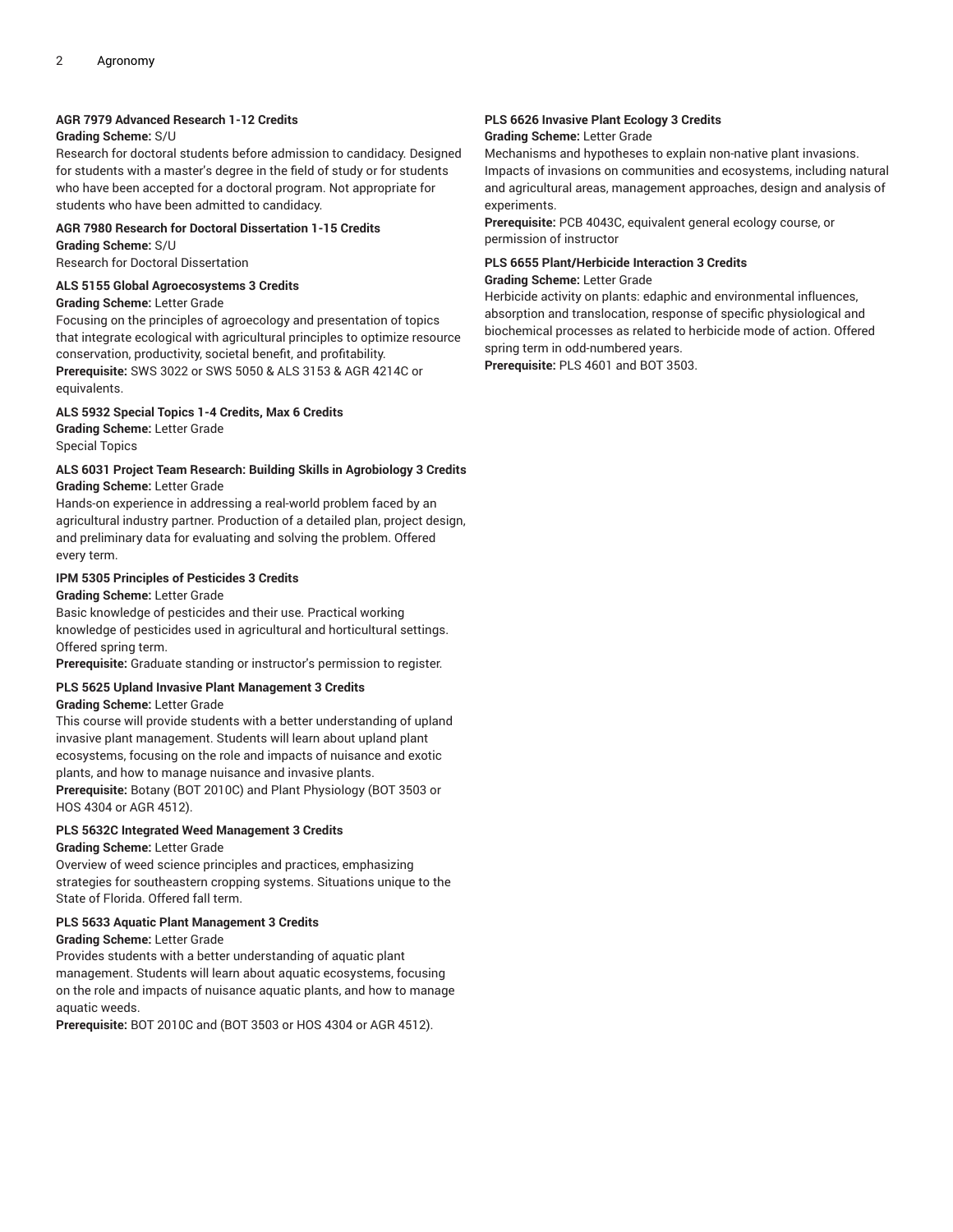**AGR 7979 Advanced Research 1-12 Credits**
**Grading Scheme:** S/U
Research for doctoral students before admission to candidacy. Designed for students with a master's degree in the field of study or for students who have been accepted for a doctoral program. Not appropriate for students who have been admitted to candidacy.

**AGR 7980 Research for Doctoral Dissertation 1-15 Credits**
**Grading Scheme:** S/U
Research for Doctoral Dissertation

**ALS 5155 Global Agroecosystems 3 Credits**
**Grading Scheme:** Letter Grade
Focusing on the principles of agroecology and presentation of topics that integrate ecological with agricultural principles to optimize resource conservation, productivity, societal benefit, and profitability.
**Prerequisite:** SWS 3022 or SWS 5050 & ALS 3153 & AGR 4214C or equivalents.

**ALS 5932 Special Topics 1-4 Credits, Max 6 Credits**
**Grading Scheme:** Letter Grade
Special Topics

**ALS 6031 Project Team Research: Building Skills in Agrobiology 3 Credits**
**Grading Scheme:** Letter Grade
Hands-on experience in addressing a real-world problem faced by an agricultural industry partner. Production of a detailed plan, project design, and preliminary data for evaluating and solving the problem. Offered every term.

**IPM 5305 Principles of Pesticides 3 Credits**
**Grading Scheme:** Letter Grade
Basic knowledge of pesticides and their use. Practical working knowledge of pesticides used in agricultural and horticultural settings. Offered spring term.
**Prerequisite:** Graduate standing or instructor's permission to register.

**PLS 5625 Upland Invasive Plant Management 3 Credits**
**Grading Scheme:** Letter Grade
This course will provide students with a better understanding of upland invasive plant management. Students will learn about upland plant ecosystems, focusing on the role and impacts of nuisance and exotic plants, and how to manage nuisance and invasive plants.
**Prerequisite:** Botany (BOT 2010C) and Plant Physiology (BOT 3503 or HOS 4304 or AGR 4512).

**PLS 5632C Integrated Weed Management 3 Credits**
**Grading Scheme:** Letter Grade
Overview of weed science principles and practices, emphasizing strategies for southeastern cropping systems. Situations unique to the State of Florida. Offered fall term.

**PLS 5633 Aquatic Plant Management 3 Credits**
**Grading Scheme:** Letter Grade
Provides students with a better understanding of aquatic plant management. Students will learn about aquatic ecosystems, focusing on the role and impacts of nuisance aquatic plants, and how to manage aquatic weeds.
**Prerequisite:** BOT 2010C and (BOT 3503 or HOS 4304 or AGR 4512).

**PLS 6626 Invasive Plant Ecology 3 Credits**
**Grading Scheme:** Letter Grade
Mechanisms and hypotheses to explain non-native plant invasions. Impacts of invasions on communities and ecosystems, including natural and agricultural areas, management approaches, design and analysis of experiments.
**Prerequisite:** PCB 4043C, equivalent general ecology course, or permission of instructor

**PLS 6655 Plant/Herbicide Interaction 3 Credits**
**Grading Scheme:** Letter Grade
Herbicide activity on plants: edaphic and environmental influences, absorption and translocation, response of specific physiological and biochemical processes as related to herbicide mode of action. Offered spring term in odd-numbered years.
**Prerequisite:** PLS 4601 and BOT 3503.